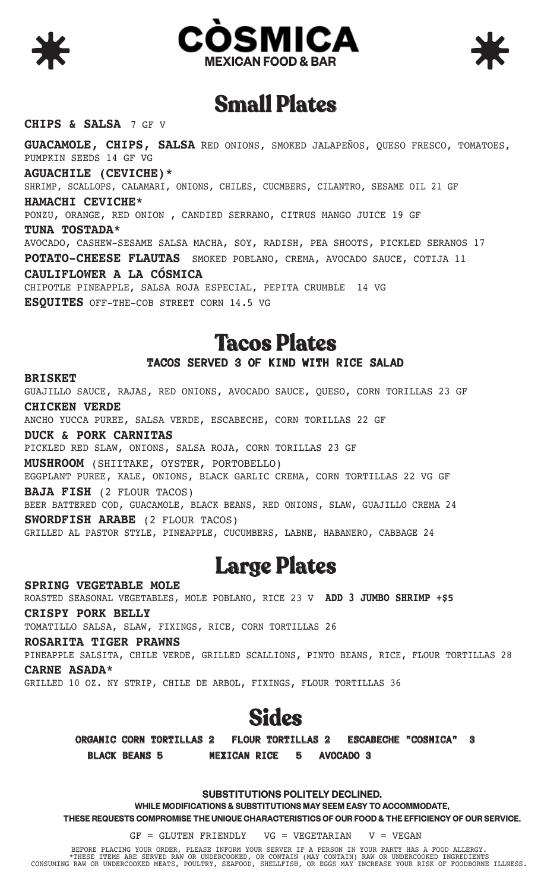# CÒSMICA

MEXICAN FOOD & BAR

## Small Plates

**CHIPS & SALSA** 7 GF V

**GUACAMOLE, CHIPS, SALSA** RED ONIONS, SMOKED JALAPEÑOS, QUESO FRESCO, TOMATOES, PUMPKIN SEEDS 14 GF VG

**AGUACHILE (CEVICHE)***
SHRIMP, SCALLOPS, CALAMARI, ONIONS, CHILES, CUCMBERS, CILANTRO, SESAME OIL 21 GF

**HAMACHI CEVICHE***
PONZU, ORANGE, RED ONION , CANDIED SERRANO, CITRUS MANGO JUICE 19 GF

**TUNA TOSTADA***
AVOCADO, CASHEW-SESAME SALSA MACHA, SOY, RADISH, PEA SHOOTS, PICKLED SERANOS 17

**POTATO-CHEESE FLAUTAS** SMOKED POBLANO, CREMA, AVOCADO SAUCE, COTIJA 11

**CAULIFLOWER A LA CÓSMICA**
CHIPOTLE PINEAPPLE, SALSA ROJA ESPECIAL, PEPITA CRUMBLE 14 VG

**ESQUITES** OFF-THE-COB STREET CORN 14.5 VG

## Tacos Plates

**TACOS SERVED 3 OF KIND WITH RICE SALAD**

**BRISKET**
GUAJILLO SAUCE, RAJAS, RED ONIONS, AVOCADO SAUCE, QUESO, CORN TORILLAS 23 GF

**CHICKEN VERDE**
ANCHO YUCCA PUREE, SALSA VERDE, ESCABECHE, CORN TORILLAS 22 GF

**DUCK & PORK CARNITAS**
PICKLED RED SLAW, ONIONS, SALSA ROJA, CORN TORILLAS 23 GF

**MUSHROOM** (SHIITAKE, OYSTER, PORTOBELLO)
EGGPLANT PUREE, KALE, ONIONS, BLACK GARLIC CREMA, CORN TORTILLAS 22 VG GF

**BAJA FISH** (2 FLOUR TACOS)
BEER BATTERED COD, GUACAMOLE, BLACK BEANS, RED ONIONS, SLAW, GUAJILLO CREMA 24

**SWORDFISH ARABE** (2 FLOUR TACOS)
GRILLED AL PASTOR STYLE, PINEAPPLE, CUCUMBERS, LABNE, HABANERO, CABBAGE 24

## Large Plates

**SPRING VEGETABLE MOLE**
ROASTED SEASONAL VEGETABLES, MOLE POBLANO, RICE 23 V **ADD 3 JUMBO SHRIMP +$5**

**CRISPY PORK BELLY**
TOMATILLO SALSA, SLAW, FIXINGS, RICE, CORN TORTILLAS 26

**ROSARITA TIGER PRAWNS**
PINEAPPLE SALSITA, CHILE VERDE, GRILLED SCALLIONS, PINTO BEANS, RICE, FLOUR TORTILLAS 28

**CARNE ASADA***
GRILLED 10 OZ. NY STRIP, CHILE DE ARBOL, FIXINGS, FLOUR TORTILLAS 36

## Sides

**ORGANIC CORN TORTILLAS 2 FLOUR TORTILLAS 2 ESCABECHE "COSMICA" 3**

**BLACK BEANS 5 MEXICAN RICE 5 AVOCADO 3**

**SUBSTITUTIONS POLITELY DECLINED.**

**WHILE MODIFICATIONS & SUBSTITUTIONS MAY SEEM EASY TO ACCOMMODATE,**

**THESE REQUESTS COMPROMISE THE UNIQUE CHARACTERISTICS OF OUR FOOD & THE EFFICIENCY OF OUR SERVICE.**

GF = GLUTEN FRIENDLY VG = VEGETARIAN V = VEGAN

BEFORE PLACING YOUR ORDER, PLEASE INFORM YOUR SERVER IF A PERSON IN YOUR PARTY HAS A FOOD ALLERGY.
*THESE ITEMS ARE SERVED RAW OR UNDERCOOKED, OR CONTAIN (MAY CONTAIN) RAW OR UNDERCOOKED INGREDIENTS
CONSUMING RAW OR UNDERCOOKED MEATS, POULTRY, SEAFOOD, SHELLFISH, OR EGGS MAY INCREASE YOUR RISK OF FOODBORNE ILLNESS.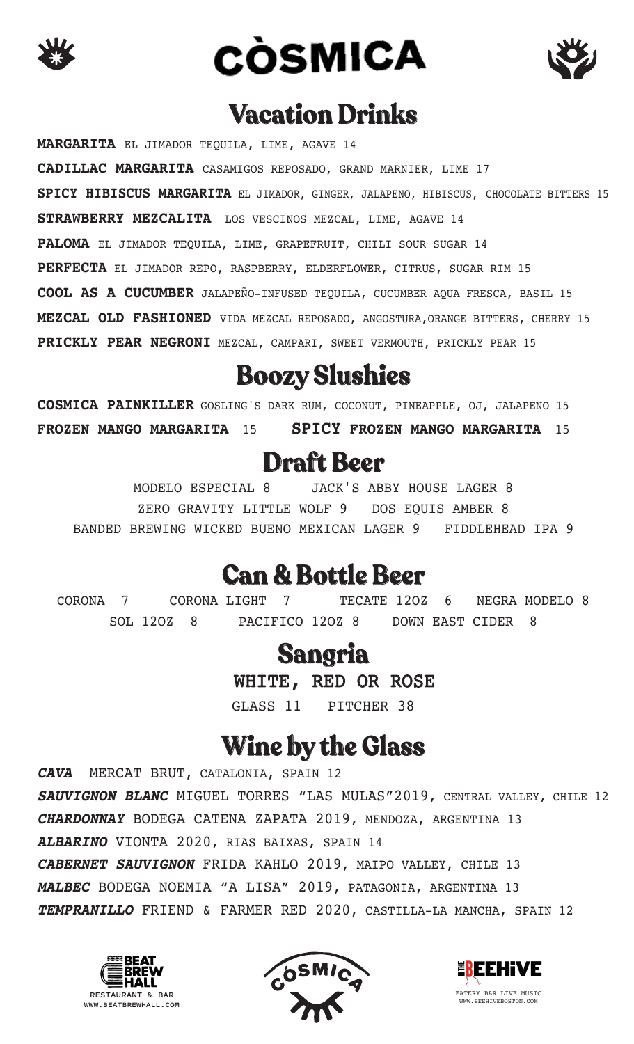# CÒSMICA

## Vacation Drinks

**MARGARITA** EL JIMADOR TEQUILA, LIME, AGAVE 14

**CADILLAC MARGARITA** CASAMIGOS REPOSADO, GRAND MARNIER, LIME 17

**SPICY HIBISCUS MARGARITA** EL JIMADOR, GINGER, JALAPENO, HIBISCUS, CHOCOLATE BITTERS 15

**STRAWBERRY MEZCALITA** LOS VESCINOS MEZCAL, LIME, AGAVE 14

**PALOMA** EL JIMADOR TEQUILA, LIME, GRAPEFRUIT, CHILI SOUR SUGAR 14

**PERFECTA** EL JIMADOR REPO, RASPBERRY, ELDERFLOWER, CITRUS, SUGAR RIM 15

**COOL AS A CUCUMBER** JALAPEÑO-INFUSED TEQUILA, CUCUMBER AQUA FRESCA, BASIL 15

**MEZCAL OLD FASHIONED** VIDA MEZCAL REPOSADO, ANGOSTURA,ORANGE BITTERS, CHERRY 15

**PRICKLY PEAR NEGRONI** MEZCAL, CAMPARI, SWEET VERMOUTH, PRICKLY PEAR 15

## Boozy Slushies

**COSMICA PAINKILLER** GOSLING'S DARK RUM, COCONUT, PINEAPPLE, OJ, JALAPENO 15

**FROZEN MANGO MARGARITA** 15 **SPICY FROZEN MANGO MARGARITA** 15

## Draft Beer

MODELO ESPECIAL 8 JACK'S ABBY HOUSE LAGER 8

ZERO GRAVITY LITTLE WOLF 9 DOS EQUIS AMBER 8

BANDED BREWING WICKED BUENO MEXICAN LAGER 9 FIDDLEHEAD IPA 9

## Can & Bottle Beer

CORONA 7 CORONA LIGHT 7 TECATE 12OZ 6 NEGRA MODELO 8

SOL 12OZ 8 PACIFICO 12OZ 8 DOWN EAST CIDER 8

## Sangria

**WHITE, RED OR ROSE**

GLASS 11 PITCHER 38

## Wine by the Glass

***CAVA*** MERCAT BRUT, CATALONIA, SPAIN 12

***SAUVIGNON BLANC*** MIGUEL TORRES "LAS MULAS"2019, CENTRAL VALLEY, CHILE 12

***CHARDONNAY*** BODEGA CATENA ZAPATA 2019, MENDOZA, ARGENTINA 13

***ALBARINO*** VIONTA 2020, RIAS BAIXAS, SPAIN 14

***CABERNET SAUVIGNON*** FRIDA KAHLO 2019, MAIPO VALLEY, CHILE 13

***MALBEC*** BODEGA NOEMIA "A LISA" 2019, PATAGONIA, ARGENTINA 13

***TEMPRANILLO*** FRIEND & FARMER RED 2020, CASTILLA-LA MANCHA, SPAIN 12

BEAT BREW HALL
RESTAURANT & BAR
WWW.BEATBREWHALL.COM

CÒSMICA

THE BEEHIVE
EATERY BAR LIVE MUSIC
WWW.BEEHIVEBOSTON.COM